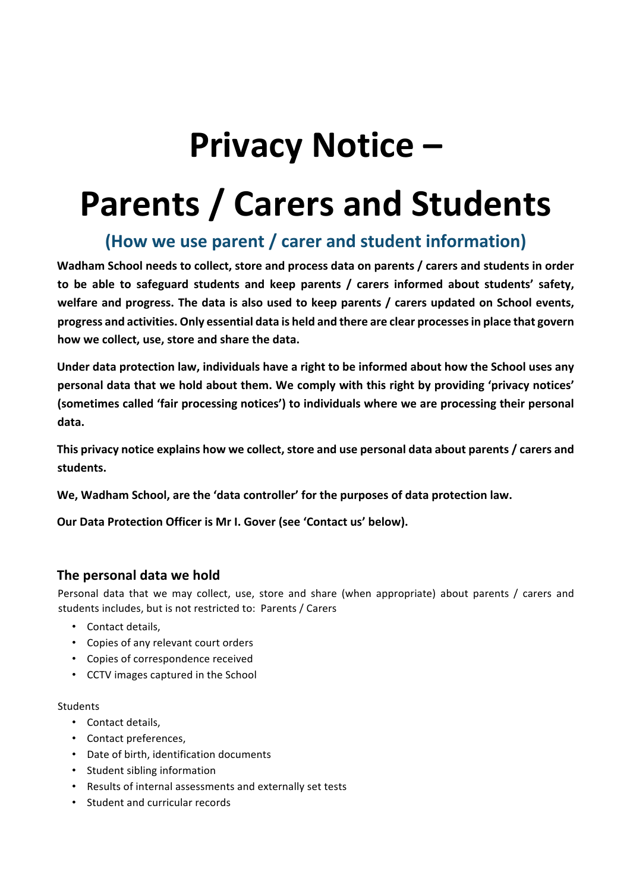# Privacy Notice –

# Parents / Carers and Students

## (How we use parent / carer and student information)

**Wadham School needs to collect, store and process data on parents / carers and students in order to be able to safeguard students and keep parents / carers informed about students' safety, welfare and progress. The data is also used to keep parents / carers updated on School events, progress and activities. Only essential data is held and there are clear processes in place that govern how we collect, use, store and share the data.**

**Under data protection law, individuals have a right to be informed about how the School uses any personal data that we hold about them. We comply with this right by providing 'privacy notices' (sometimes called 'fair processing notices') to individuals where we are processing their personal data.**

**This privacy notice explains how we collect, store and use personal data about parents / carers and students.**

**We, Wadham School, are the 'data controller' for the purposes of data protection law.**

**Our Data Protection Officer is Mr I. Gover (see 'Contact us' below).**

### The personal data we hold

Personal data that we may collect, use, store and share (when appropriate) about parents / carers and students includes, but is not restricted to: Parents / Carers

- Contact details,
- Copies of any relevant court orders
- Copies of correspondence received
- CCTV images captured in the School

Students

- Contact details,
- Contact preferences,
- Date of birth, identification documents
- Student sibling information
- Results of internal assessments and externally set tests
- Student and curricular records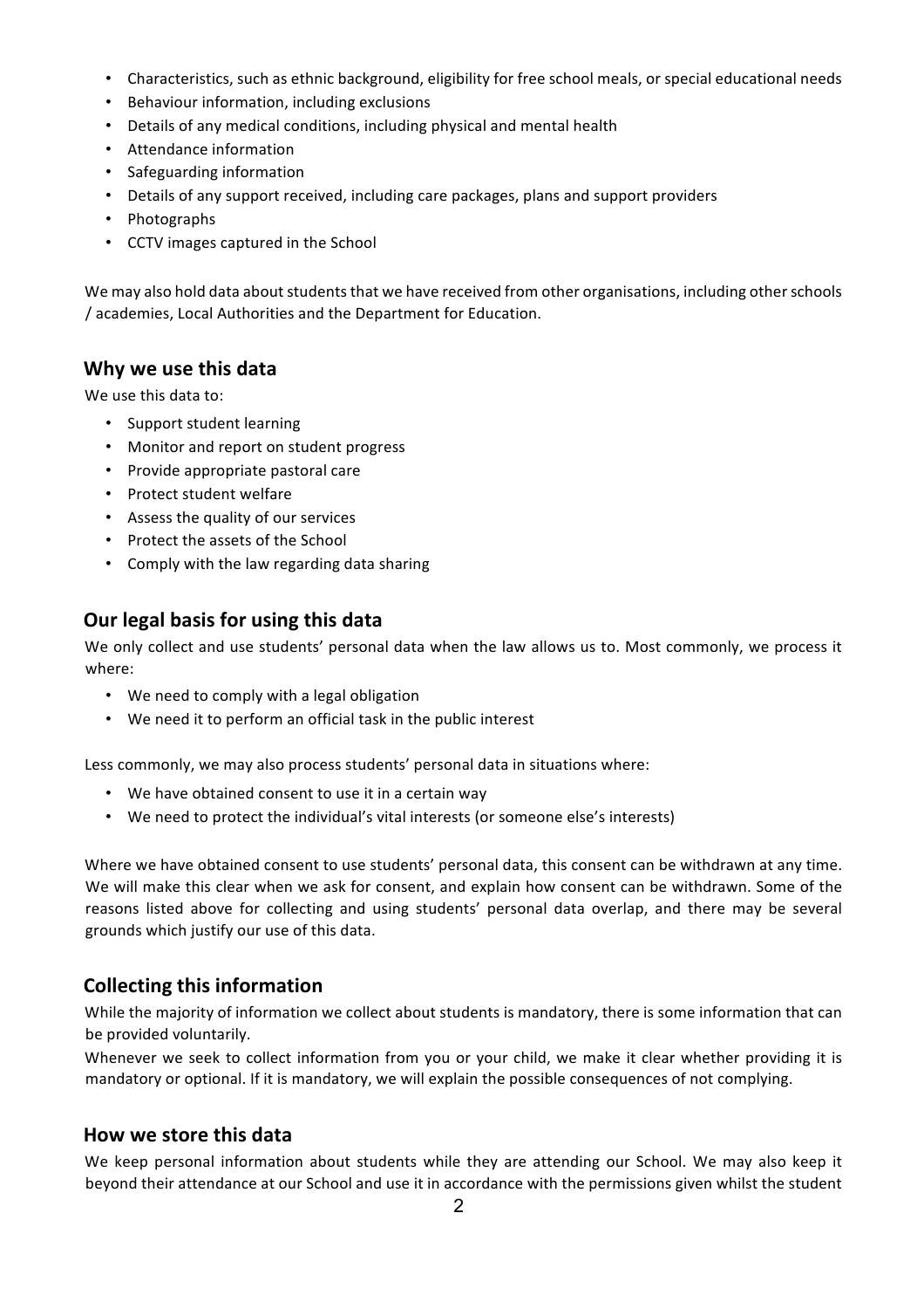- Characteristics, such as ethnic background, eligibility for free school meals, or special educational needs
- Behaviour information, including exclusions
- Details of any medical conditions, including physical and mental health
- Attendance information
- Safeguarding information
- Details of any support received, including care packages, plans and support providers
- Photographs
- CCTV images captured in the School

We may also hold data about students that we have received from other organisations, including other schools / academies, Local Authorities and the Department for Education.

## Why we use this data

We use this data to:

- Support student learning
- Monitor and report on student progress
- Provide appropriate pastoral care
- Protect student welfare
- Assess the quality of our services
- Protect the assets of the School
- Comply with the law regarding data sharing

## Our legal basis for using this data

We only collect and use students' personal data when the law allows us to. Most commonly, we process it where:

- We need to comply with a legal obligation
- We need it to perform an official task in the public interest

Less commonly, we may also process students' personal data in situations where:

- We have obtained consent to use it in a certain way
- We need to protect the individual's vital interests (or someone else's interests)

Where we have obtained consent to use students' personal data, this consent can be withdrawn at any time. We will make this clear when we ask for consent, and explain how consent can be withdrawn. Some of the reasons listed above for collecting and using students' personal data overlap, and there may be several grounds which justify our use of this data.

## Collecting this information

While the majority of information we collect about students is mandatory, there is some information that can be provided voluntarily.

Whenever we seek to collect information from you or your child, we make it clear whether providing it is mandatory or optional. If it is mandatory, we will explain the possible consequences of not complying.

## How we store this data

We keep personal information about students while they are attending our School. We may also keep it beyond their attendance at our School and use it in accordance with the permissions given whilst the student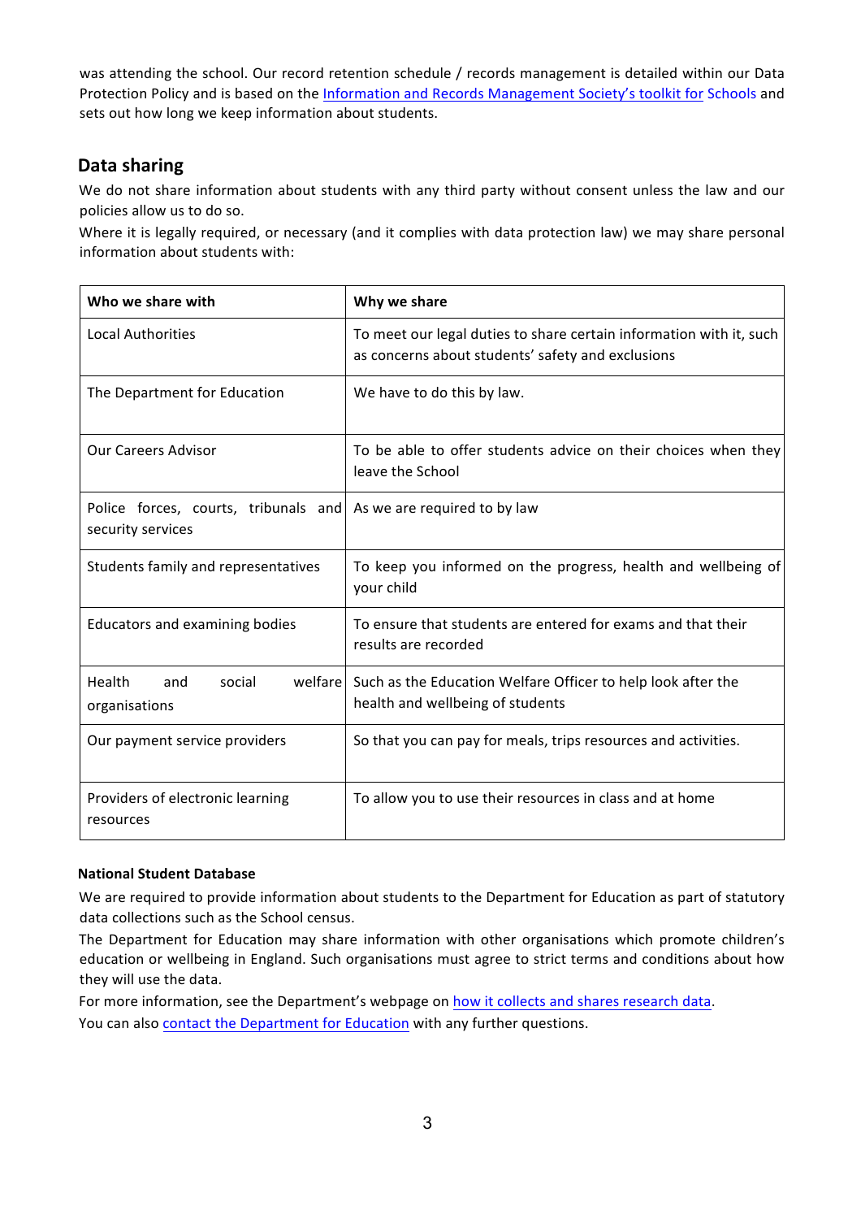was attending the school. Our record retention schedule / records management is detailed within our Data Protection Policy and is based on the Information and Records Management Society's toolkit for Schools and sets out how long we keep information about students.

## Data sharing

We do not share information about students with any third party without consent unless the law and our policies allow us to do so.

Where it is legally required, or necessary (and it complies with data protection law) we may share personal information about students with:

| Who we share with | Why we share |
|---|---|
| Local Authorities | To meet our legal duties to share certain information with it, such as concerns about students' safety and exclusions |
| The Department for Education | We have to do this by law. |
| Our Careers Advisor | To be able to offer students advice on their choices when they leave the School |
| Police forces, courts, tribunals and security services | As we are required to by law |
| Students family and representatives | To keep you informed on the progress, health and wellbeing of your child |
| Educators and examining bodies | To ensure that students are entered for exams and that their results are recorded |
| Health and social welfare organisations | Such as the Education Welfare Officer to help look after the health and wellbeing of students |
| Our payment service providers | So that you can pay for meals, trips resources and activities. |
| Providers of electronic learning resources | To allow you to use their resources in class and at home |

### National Student Database

We are required to provide information about students to the Department for Education as part of statutory data collections such as the School census.

The Department for Education may share information with other organisations which promote children's education or wellbeing in England. Such organisations must agree to strict terms and conditions about how they will use the data.

For more information, see the Department's webpage on how it collects and shares research data.

You can also contact the Department for Education with any further questions.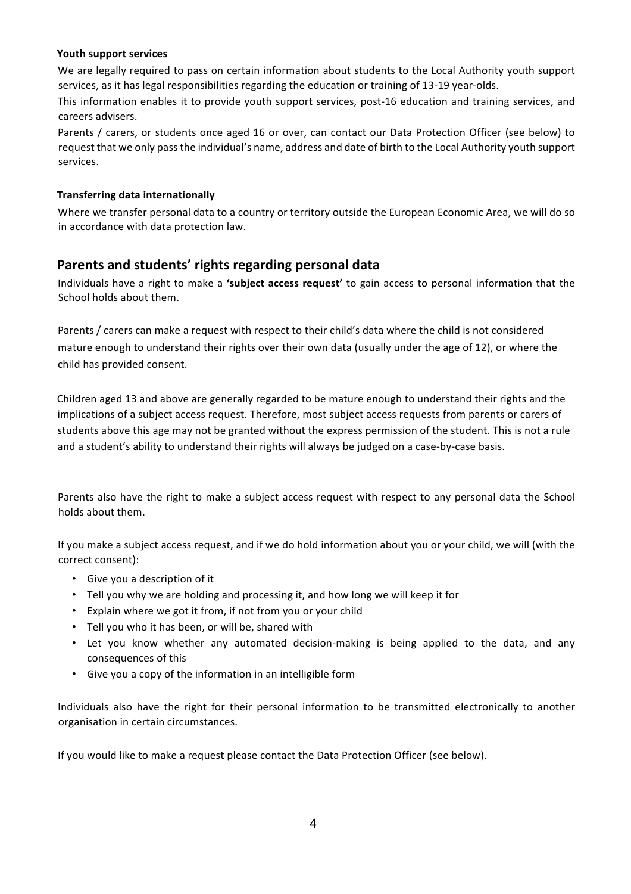### Youth support services

We are legally required to pass on certain information about students to the Local Authority youth support services, as it has legal responsibilities regarding the education or training of 13-19 year-olds.

This information enables it to provide youth support services, post-16 education and training services, and careers advisers.

Parents / carers, or students once aged 16 or over, can contact our Data Protection Officer (see below) to request that we only pass the individual's name, address and date of birth to the Local Authority youth support services.

### Transferring data internationally

Where we transfer personal data to a country or territory outside the European Economic Area, we will do so in accordance with data protection law.

## Parents and students' rights regarding personal data

Individuals have a right to make a **'subject access request'** to gain access to personal information that the School holds about them.

Parents / carers can make a request with respect to their child's data where the child is not considered mature enough to understand their rights over their own data (usually under the age of 12), or where the child has provided consent.

Children aged 13 and above are generally regarded to be mature enough to understand their rights and the implications of a subject access request. Therefore, most subject access requests from parents or carers of students above this age may not be granted without the express permission of the student. This is not a rule and a student's ability to understand their rights will always be judged on a case-by-case basis.

Parents also have the right to make a subject access request with respect to any personal data the School holds about them.

If you make a subject access request, and if we do hold information about you or your child, we will (with the correct consent):

- Give you a description of it
- Tell you why we are holding and processing it, and how long we will keep it for
- Explain where we got it from, if not from you or your child
- Tell you who it has been, or will be, shared with
- Let you know whether any automated decision-making is being applied to the data, and any consequences of this
- Give you a copy of the information in an intelligible form

Individuals also have the right for their personal information to be transmitted electronically to another organisation in certain circumstances.

If you would like to make a request please contact the Data Protection Officer (see below).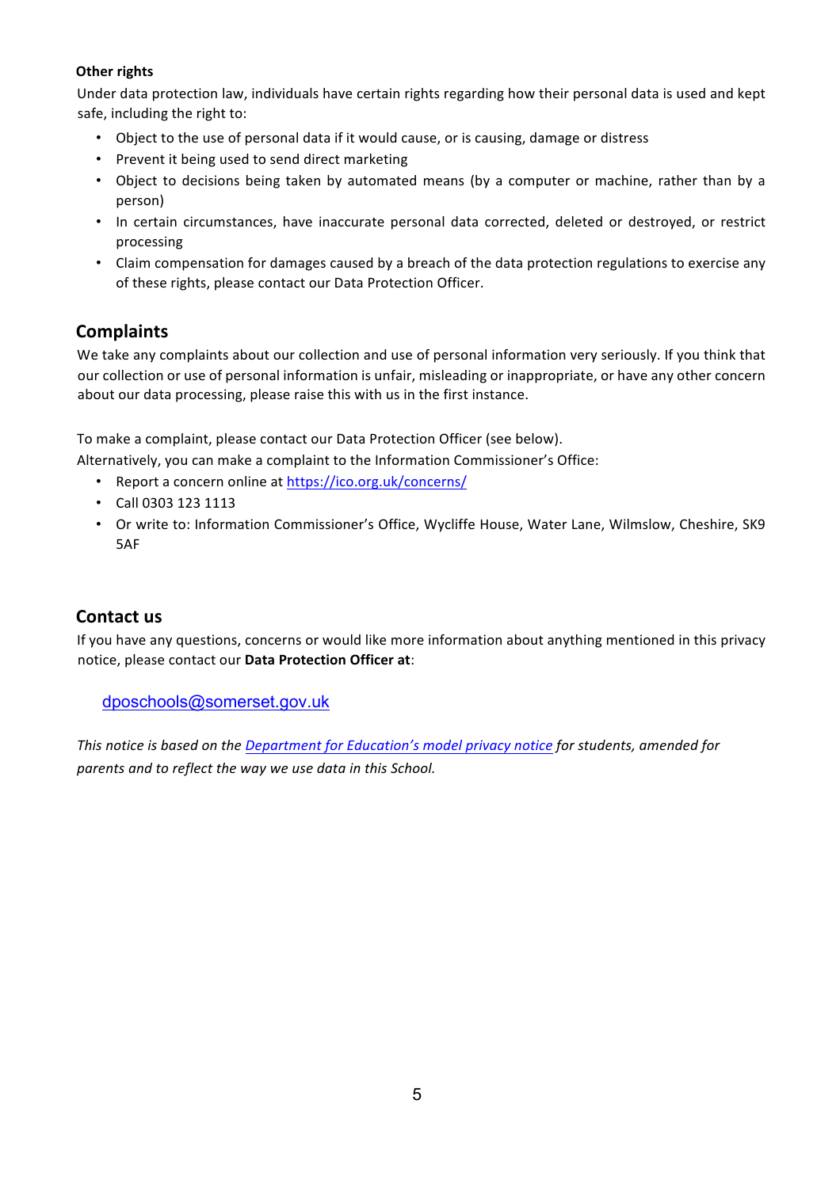**Other rights**

Under data protection law, individuals have certain rights regarding how their personal data is used and kept safe, including the right to:

- Object to the use of personal data if it would cause, or is causing, damage or distress
- Prevent it being used to send direct marketing
- Object to decisions being taken by automated means (by a computer or machine, rather than by a person)
- In certain circumstances, have inaccurate personal data corrected, deleted or destroyed, or restrict processing
- Claim compensation for damages caused by a breach of the data protection regulations to exercise any of these rights, please contact our Data Protection Officer.

## Complaints

We take any complaints about our collection and use of personal information very seriously. If you think that our collection or use of personal information is unfair, misleading or inappropriate, or have any other concern about our data processing, please raise this with us in the first instance.

To make a complaint, please contact our Data Protection Officer (see below).
Alternatively, you can make a complaint to the Information Commissioner's Office:

- Report a concern online at [https://ico.org.uk/concerns/](https://ico.org.uk/concerns/)
- Call 0303 123 1113
- Or write to: Information Commissioner's Office, Wycliffe House, Water Lane, Wilmslow, Cheshire, SK9 5AF

## Contact us

If you have any questions, concerns or would like more information about anything mentioned in this privacy notice, please contact our **Data Protection Officer at**:

dposchools@somerset.gov.uk

*This notice is based on the Department for Education's model privacy notice for students, amended for parents and to reflect the way we use data in this School.*